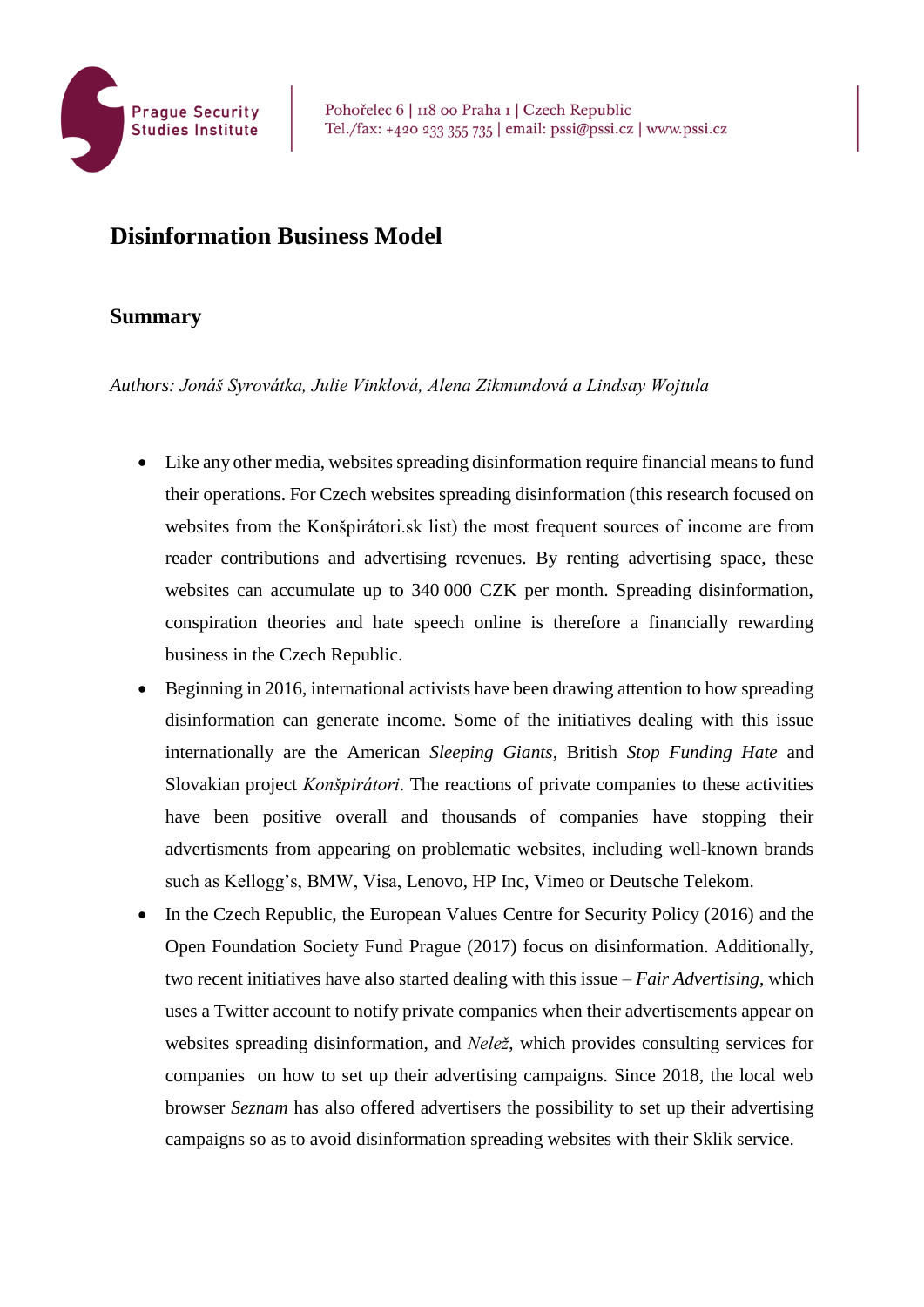# Disinformation Business Model

## Summary

*Authors: Jonáš Syrovátka, Julie Vinklová, Alena Zikmundová a Lindsay Wojtula*

- Like any other media, websites spreading disinformation require financial means to fund their operations. For Czech websites spreading disinformation (this research focused on websites from the Konšpirátori.sk list) the most frequent sources of income are from reader contributions and advertising revenues. By renting advertising space, these websites can accumulate up to 340 000 CZK per month. Spreading disinformation, conspiration theories and hate speech online is therefore a financially rewarding business in the Czech Republic.
- Beginning in 2016, international activists have been drawing attention to how spreading disinformation can generate income. Some of the initiatives dealing with this issue internationally are the American *Sleeping Giants*, British *Stop Funding Hate* and Slovakian project *Konšpirátori*. The reactions of private companies to these activities have been positive overall and thousands of companies have stopping their advertisments from appearing on problematic websites, including well-known brands such as Kellogg's, BMW, Visa, Lenovo, HP Inc, Vimeo or Deutsche Telekom.
- In the Czech Republic, the European Values Centre for Security Policy (2016) and the Open Foundation Society Fund Prague (2017) focus on disinformation. Additionally, two recent initiatives have also started dealing with this issue – *Fair Advertising*, which uses a Twitter account to notify private companies when their advertisements appear on websites spreading disinformation, and *Nelež*, which provides consulting services for companies on how to set up their advertising campaigns. Since 2018, the local web browser *Seznam* has also offered advertisers the possibility to set up their advertising campaigns so as to avoid disinformation spreading websites with their Sklik service.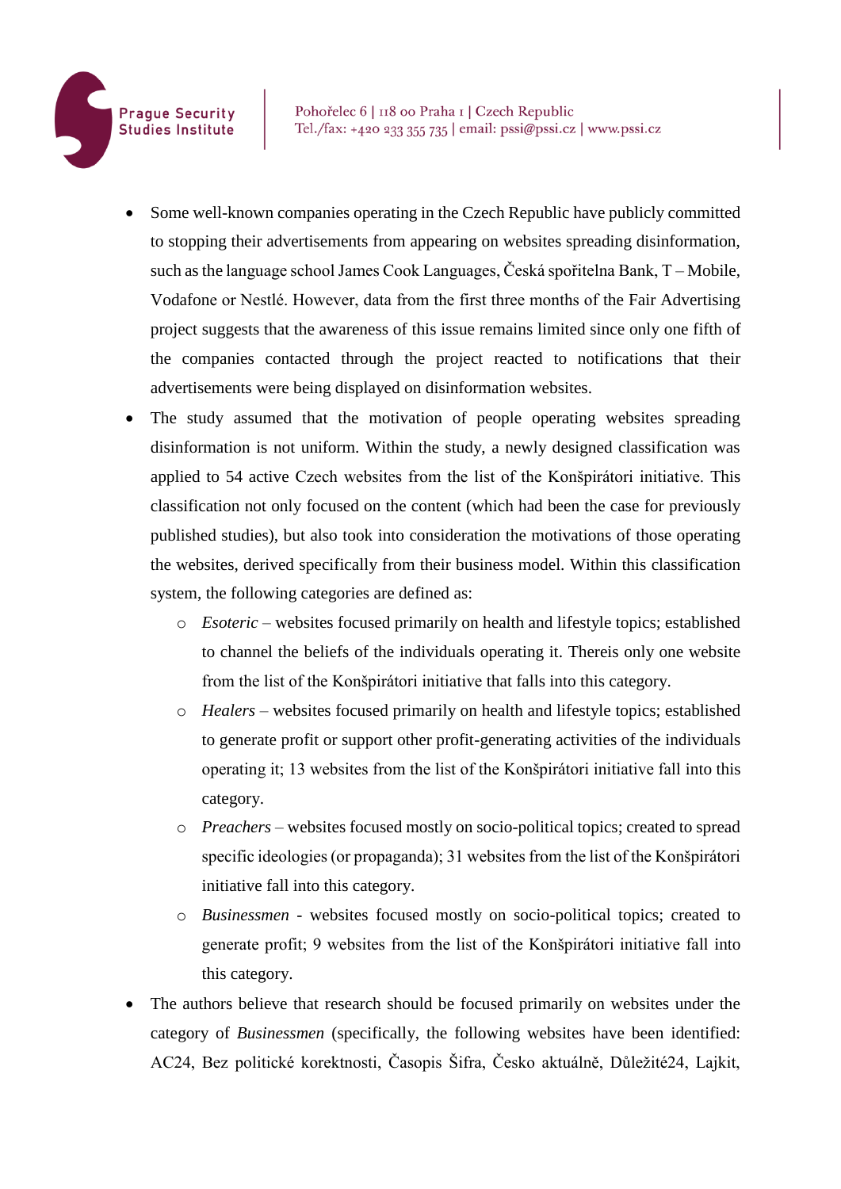- Some well-known companies operating in the Czech Republic have publicly committed to stopping their advertisements from appearing on websites spreading disinformation, such as the language school James Cook Languages, Česká spořitelna Bank, T – Mobile, Vodafone or Nestlé. However, data from the first three months of the Fair Advertising project suggests that the awareness of this issue remains limited since only one fifth of the companies contacted through the project reacted to notifications that their advertisements were being displayed on disinformation websites.
- The study assumed that the motivation of people operating websites spreading disinformation is not uniform. Within the study, a newly designed classification was applied to 54 active Czech websites from the list of the Konšpirátori initiative. This classification not only focused on the content (which had been the case for previously published studies), but also took into consideration the motivations of those operating the websites, derived specifically from their business model. Within this classification system, the following categories are defined as:
    - *Esoteric* – websites focused primarily on health and lifestyle topics; established to channel the beliefs of the individuals operating it. Thereis only one website from the list of the Konšpirátori initiative that falls into this category.
    - *Healers* – websites focused primarily on health and lifestyle topics; established to generate profit or support other profit-generating activities of the individuals operating it; 13 websites from the list of the Konšpirátori initiative fall into this category.
    - *Preachers* – websites focused mostly on socio-political topics; created to spread specific ideologies (or propaganda); 31 websites from the list of the Konšpirátori initiative fall into this category.
    - *Businessmen* - websites focused mostly on socio-political topics; created to generate profit; 9 websites from the list of the Konšpirátori initiative fall into this category.
- The authors believe that research should be focused primarily on websites under the category of *Businessmen* (specifically, the following websites have been identified: AC24, Bez politické korektnosti, Časopis Šifra, Česko aktuálně, Důležité24, Lajkit,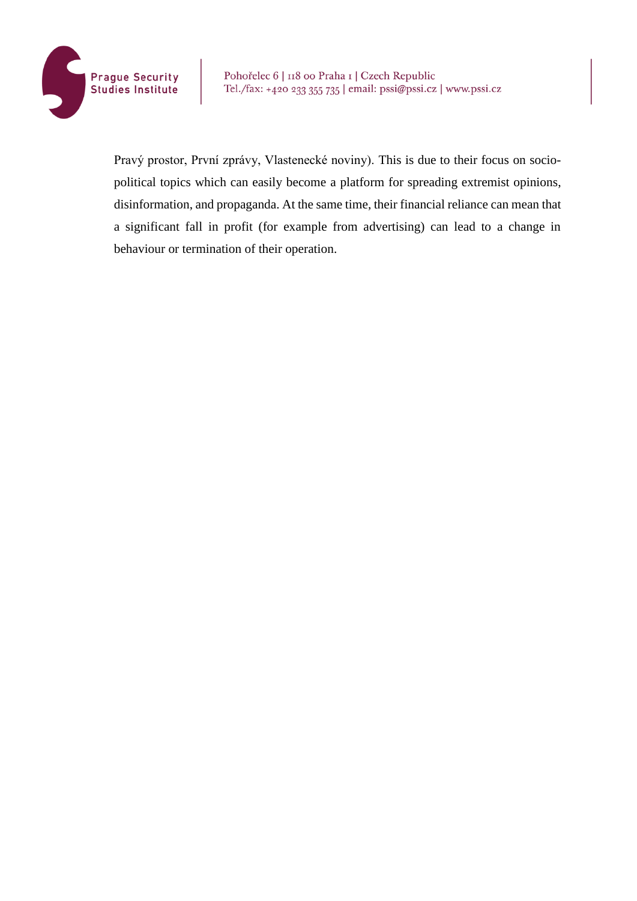Pravý prostor, První zprávy, Vlastenecké noviny). This is due to their focus on socio-political topics which can easily become a platform for spreading extremist opinions, disinformation, and propaganda. At the same time, their financial reliance can mean that a significant fall in profit (for example from advertising) can lead to a change in behaviour or termination of their operation.